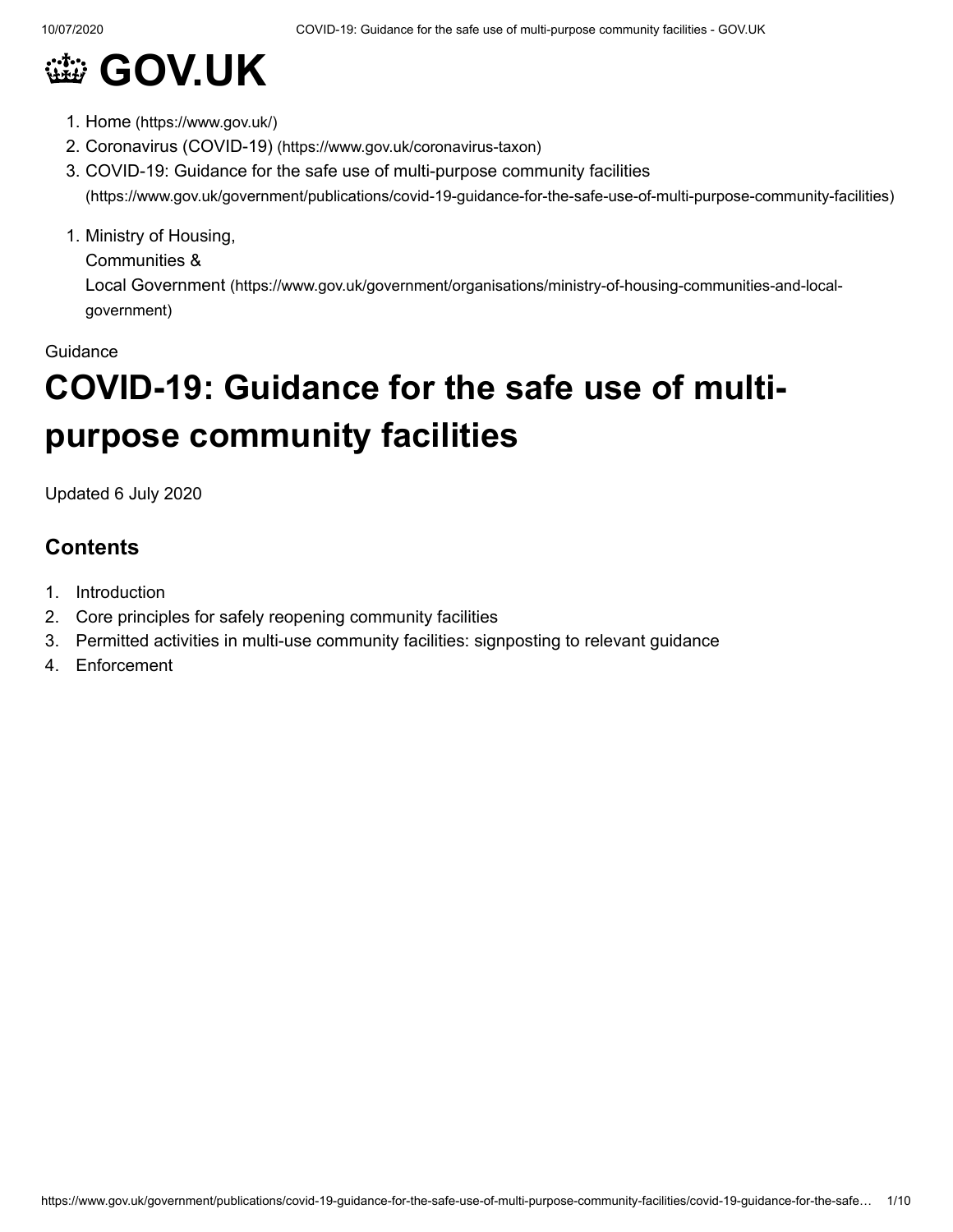# GOV.UK

1. Home (https://www.gov.uk/)
2. Coronavirus (COVID-19) (https://www.gov.uk/coronavirus-taxon)
3. COVID-19: Guidance for the safe use of multi-purpose community facilities (https://www.gov.uk/government/publications/covid-19-guidance-for-the-safe-use-of-multi-purpose-community-facilities)

1. Ministry of Housing, Communities & Local Government (https://www.gov.uk/government/organisations/ministry-of-housing-communities-and-local-government)

Guidance

# COVID-19: Guidance for the safe use of multi-purpose community facilities

Updated 6 July 2020

## Contents

1. Introduction
2. Core principles for safely reopening community facilities
3. Permitted activities in multi-use community facilities: signposting to relevant guidance
4. Enforcement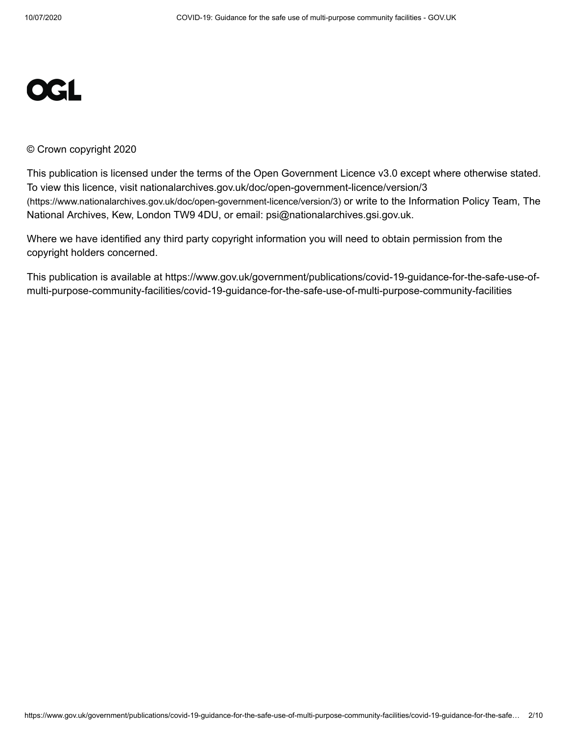OGL

© Crown copyright 2020

This publication is licensed under the terms of the Open Government Licence v3.0 except where otherwise stated. To view this licence, visit nationalarchives.gov.uk/doc/open-government-licence/version/3 (https://www.nationalarchives.gov.uk/doc/open-government-licence/version/3) or write to the Information Policy Team, The National Archives, Kew, London TW9 4DU, or email: psi@nationalarchives.gsi.gov.uk.

Where we have identified any third party copyright information you will need to obtain permission from the copyright holders concerned.

This publication is available at https://www.gov.uk/government/publications/covid-19-guidance-for-the-safe-use-of-multi-purpose-community-facilities/covid-19-guidance-for-the-safe-use-of-multi-purpose-community-facilities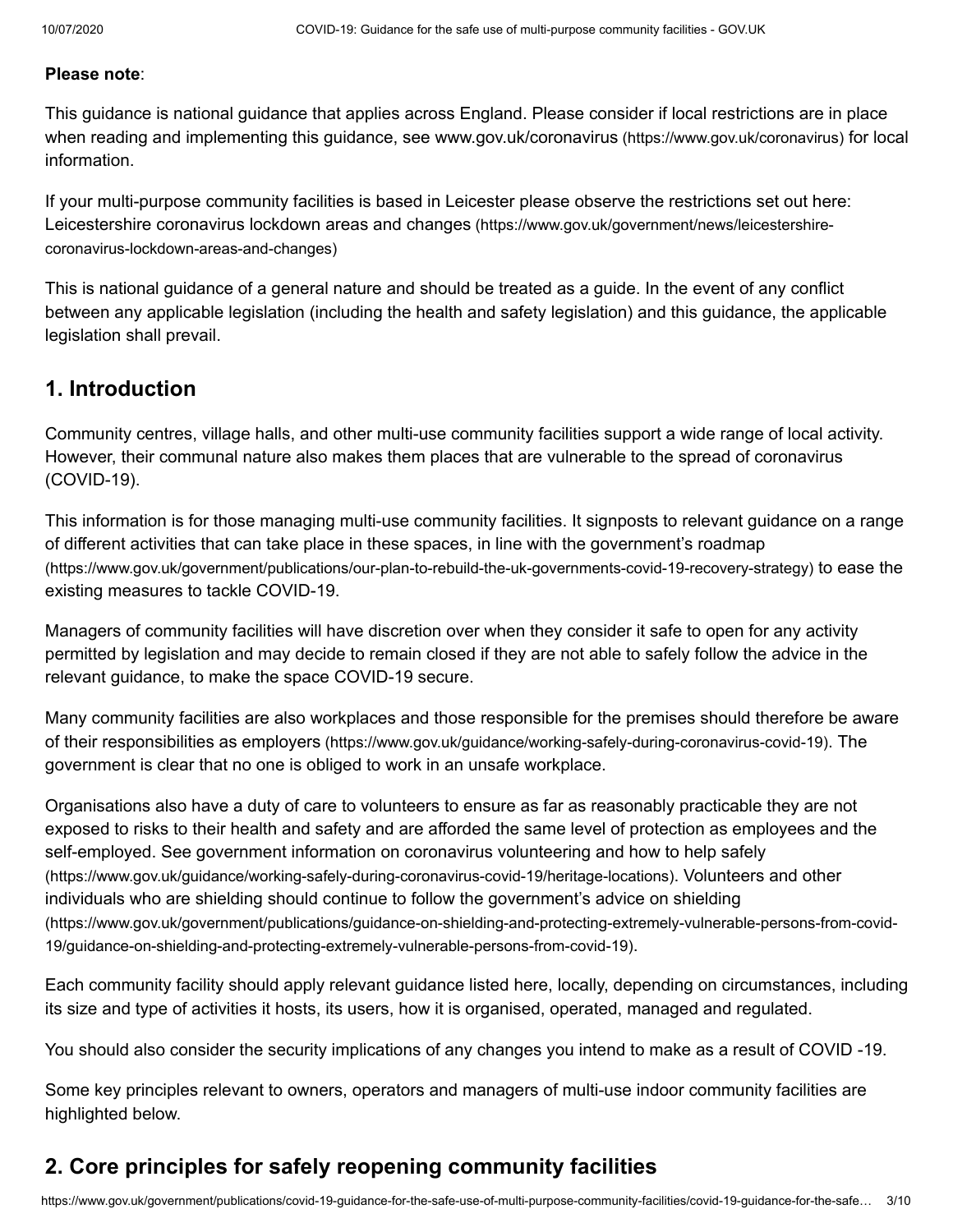**Please note**:

This guidance is national guidance that applies across England. Please consider if local restrictions are in place when reading and implementing this guidance, see www.gov.uk/coronavirus (https://www.gov.uk/coronavirus) for local information.

If your multi-purpose community facilities is based in Leicester please observe the restrictions set out here: Leicestershire coronavirus lockdown areas and changes (https://www.gov.uk/government/news/leicestershire-coronavirus-lockdown-areas-and-changes)

This is national guidance of a general nature and should be treated as a guide. In the event of any conflict between any applicable legislation (including the health and safety legislation) and this guidance, the applicable legislation shall prevail.

## 1. Introduction

Community centres, village halls, and other multi-use community facilities support a wide range of local activity. However, their communal nature also makes them places that are vulnerable to the spread of coronavirus (COVID-19).

This information is for those managing multi-use community facilities. It signposts to relevant guidance on a range of different activities that can take place in these spaces, in line with the government's roadmap (https://www.gov.uk/government/publications/our-plan-to-rebuild-the-uk-governments-covid-19-recovery-strategy) to ease the existing measures to tackle COVID-19.

Managers of community facilities will have discretion over when they consider it safe to open for any activity permitted by legislation and may decide to remain closed if they are not able to safely follow the advice in the relevant guidance, to make the space COVID-19 secure.

Many community facilities are also workplaces and those responsible for the premises should therefore be aware of their responsibilities as employers (https://www.gov.uk/guidance/working-safely-during-coronavirus-covid-19). The government is clear that no one is obliged to work in an unsafe workplace.

Organisations also have a duty of care to volunteers to ensure as far as reasonably practicable they are not exposed to risks to their health and safety and are afforded the same level of protection as employees and the self-employed. See government information on coronavirus volunteering and how to help safely (https://www.gov.uk/guidance/working-safely-during-coronavirus-covid-19/heritage-locations). Volunteers and other individuals who are shielding should continue to follow the government's advice on shielding (https://www.gov.uk/government/publications/guidance-on-shielding-and-protecting-extremely-vulnerable-persons-from-covid-19/guidance-on-shielding-and-protecting-extremely-vulnerable-persons-from-covid-19).

Each community facility should apply relevant guidance listed here, locally, depending on circumstances, including its size and type of activities it hosts, its users, how it is organised, operated, managed and regulated.

You should also consider the security implications of any changes you intend to make as a result of COVID -19.

Some key principles relevant to owners, operators and managers of multi-use indoor community facilities are highlighted below.

## 2. Core principles for safely reopening community facilities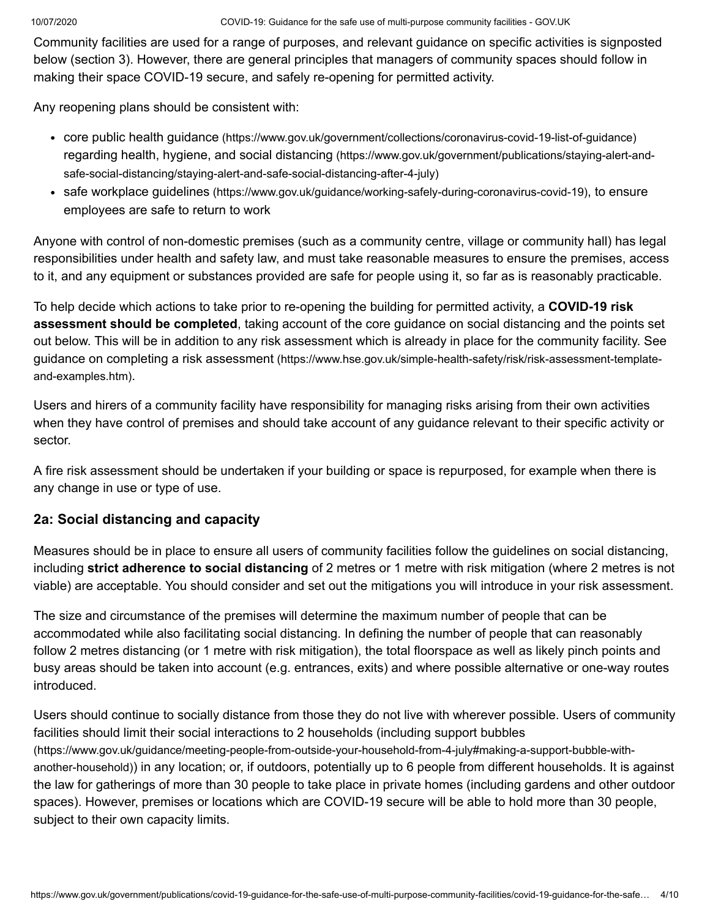Community facilities are used for a range of purposes, and relevant guidance on specific activities is signposted below (section 3). However, there are general principles that managers of community spaces should follow in making their space COVID-19 secure, and safely re-opening for permitted activity.

Any reopening plans should be consistent with:

- core public health guidance (https://www.gov.uk/government/collections/coronavirus-covid-19-list-of-guidance) regarding health, hygiene, and social distancing (https://www.gov.uk/government/publications/staying-alert-and-safe-social-distancing/staying-alert-and-safe-social-distancing-after-4-july)
- safe workplace guidelines (https://www.gov.uk/guidance/working-safely-during-coronavirus-covid-19), to ensure employees are safe to return to work

Anyone with control of non-domestic premises (such as a community centre, village or community hall) has legal responsibilities under health and safety law, and must take reasonable measures to ensure the premises, access to it, and any equipment or substances provided are safe for people using it, so far as is reasonably practicable.

To help decide which actions to take prior to re-opening the building for permitted activity, a **COVID-19 risk assessment should be completed**, taking account of the core guidance on social distancing and the points set out below. This will be in addition to any risk assessment which is already in place for the community facility. See guidance on completing a risk assessment (https://www.hse.gov.uk/simple-health-safety/risk/risk-assessment-template-and-examples.htm).

Users and hirers of a community facility have responsibility for managing risks arising from their own activities when they have control of premises and should take account of any guidance relevant to their specific activity or sector.

A fire risk assessment should be undertaken if your building or space is repurposed, for example when there is any change in use or type of use.

### 2a: Social distancing and capacity

Measures should be in place to ensure all users of community facilities follow the guidelines on social distancing, including **strict adherence to social distancing** of 2 metres or 1 metre with risk mitigation (where 2 metres is not viable) are acceptable. You should consider and set out the mitigations you will introduce in your risk assessment.

The size and circumstance of the premises will determine the maximum number of people that can be accommodated while also facilitating social distancing. In defining the number of people that can reasonably follow 2 metres distancing (or 1 metre with risk mitigation), the total floorspace as well as likely pinch points and busy areas should be taken into account (e.g. entrances, exits) and where possible alternative or one-way routes introduced.

Users should continue to socially distance from those they do not live with wherever possible. Users of community facilities should limit their social interactions to 2 households (including support bubbles (https://www.gov.uk/guidance/meeting-people-from-outside-your-household-from-4-july#making-a-support-bubble-with-another-household)) in any location; or, if outdoors, potentially up to 6 people from different households. It is against the law for gatherings of more than 30 people to take place in private homes (including gardens and other outdoor spaces). However, premises or locations which are COVID-19 secure will be able to hold more than 30 people, subject to their own capacity limits.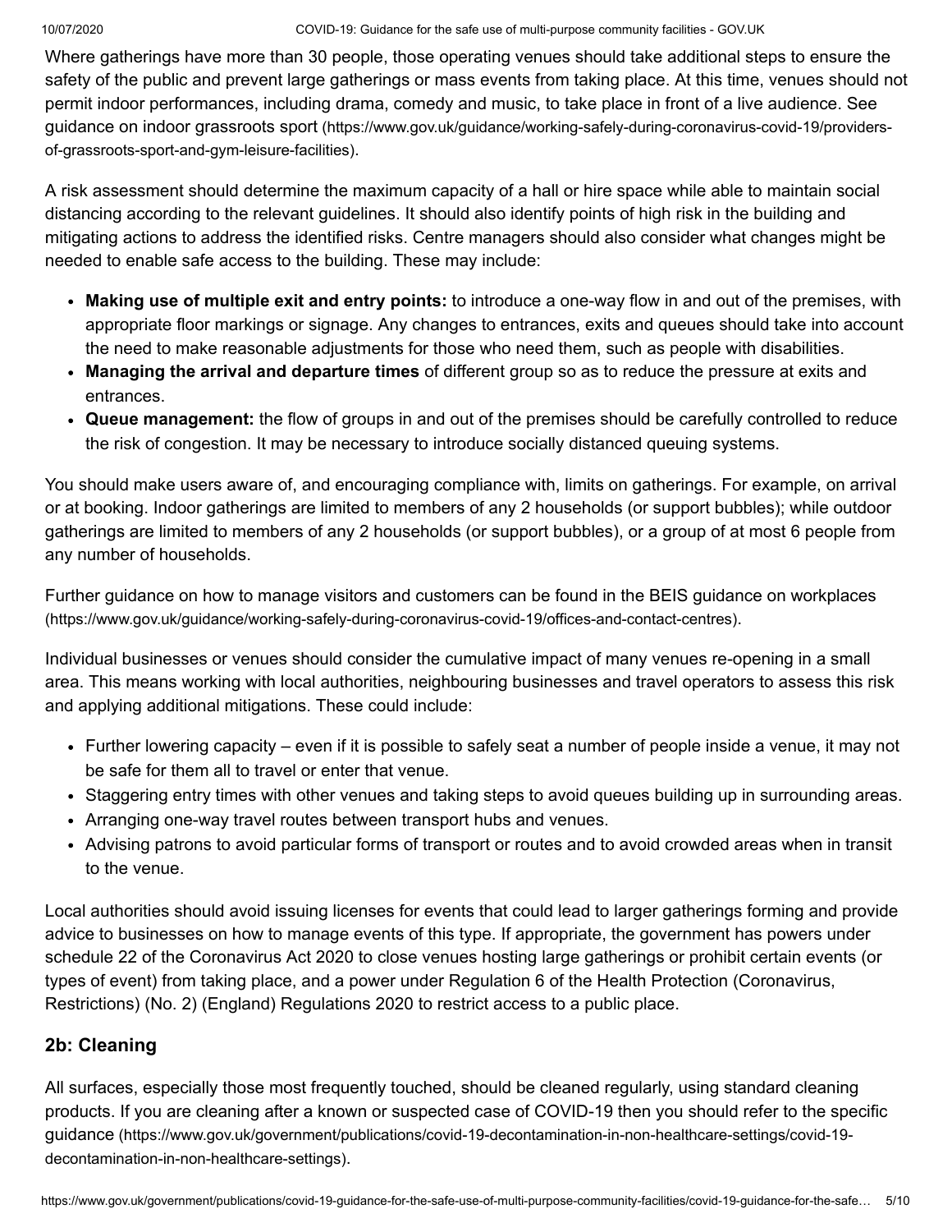Where gatherings have more than 30 people, those operating venues should take additional steps to ensure the safety of the public and prevent large gatherings or mass events from taking place. At this time, venues should not permit indoor performances, including drama, comedy and music, to take place in front of a live audience. See guidance on indoor grassroots sport (https://www.gov.uk/guidance/working-safely-during-coronavirus-covid-19/providers-of-grassroots-sport-and-gym-leisure-facilities).

A risk assessment should determine the maximum capacity of a hall or hire space while able to maintain social distancing according to the relevant guidelines. It should also identify points of high risk in the building and mitigating actions to address the identified risks. Centre managers should also consider what changes might be needed to enable safe access to the building. These may include:

- **Making use of multiple exit and entry points:** to introduce a one-way flow in and out of the premises, with appropriate floor markings or signage. Any changes to entrances, exits and queues should take into account the need to make reasonable adjustments for those who need them, such as people with disabilities.
- **Managing the arrival and departure times** of different group so as to reduce the pressure at exits and entrances.
- **Queue management:** the flow of groups in and out of the premises should be carefully controlled to reduce the risk of congestion. It may be necessary to introduce socially distanced queuing systems.

You should make users aware of, and encouraging compliance with, limits on gatherings. For example, on arrival or at booking. Indoor gatherings are limited to members of any 2 households (or support bubbles); while outdoor gatherings are limited to members of any 2 households (or support bubbles), or a group of at most 6 people from any number of households.

Further guidance on how to manage visitors and customers can be found in the BEIS guidance on workplaces (https://www.gov.uk/guidance/working-safely-during-coronavirus-covid-19/offices-and-contact-centres).

Individual businesses or venues should consider the cumulative impact of many venues re-opening in a small area. This means working with local authorities, neighbouring businesses and travel operators to assess this risk and applying additional mitigations. These could include:

- Further lowering capacity – even if it is possible to safely seat a number of people inside a venue, it may not be safe for them all to travel or enter that venue.
- Staggering entry times with other venues and taking steps to avoid queues building up in surrounding areas.
- Arranging one-way travel routes between transport hubs and venues.
- Advising patrons to avoid particular forms of transport or routes and to avoid crowded areas when in transit to the venue.

Local authorities should avoid issuing licenses for events that could lead to larger gatherings forming and provide advice to businesses on how to manage events of this type. If appropriate, the government has powers under schedule 22 of the Coronavirus Act 2020 to close venues hosting large gatherings or prohibit certain events (or types of event) from taking place, and a power under Regulation 6 of the Health Protection (Coronavirus, Restrictions) (No. 2) (England) Regulations 2020 to restrict access to a public place.

### 2b: Cleaning

All surfaces, especially those most frequently touched, should be cleaned regularly, using standard cleaning products. If you are cleaning after a known or suspected case of COVID-19 then you should refer to the specific guidance (https://www.gov.uk/government/publications/covid-19-decontamination-in-non-healthcare-settings/covid-19-decontamination-in-non-healthcare-settings).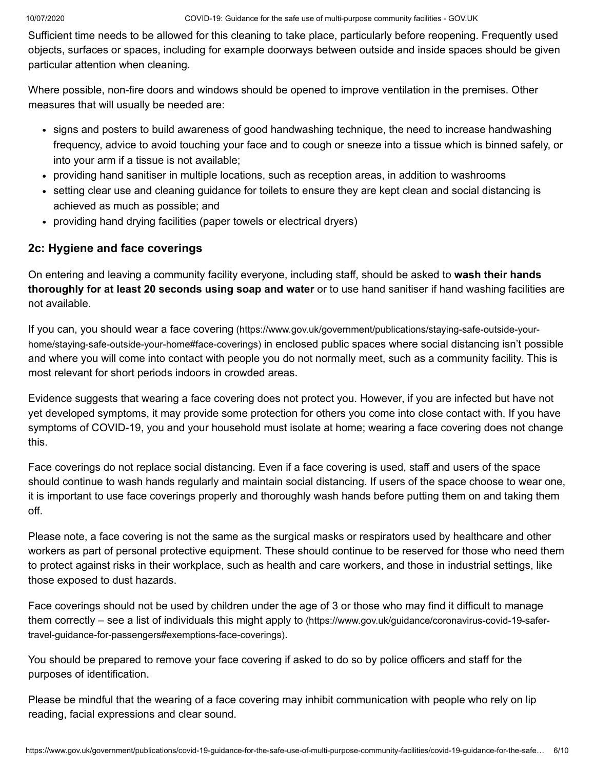Sufficient time needs to be allowed for this cleaning to take place, particularly before reopening. Frequently used objects, surfaces or spaces, including for example doorways between outside and inside spaces should be given particular attention when cleaning.

Where possible, non-fire doors and windows should be opened to improve ventilation in the premises. Other measures that will usually be needed are:

- signs and posters to build awareness of good handwashing technique, the need to increase handwashing frequency, advice to avoid touching your face and to cough or sneeze into a tissue which is binned safely, or into your arm if a tissue is not available;
- providing hand sanitiser in multiple locations, such as reception areas, in addition to washrooms
- setting clear use and cleaning guidance for toilets to ensure they are kept clean and social distancing is achieved as much as possible; and
- providing hand drying facilities (paper towels or electrical dryers)

### 2c: Hygiene and face coverings

On entering and leaving a community facility everyone, including staff, should be asked to **wash their hands thoroughly for at least 20 seconds using soap and water** or to use hand sanitiser if hand washing facilities are not available.

If you can, you should wear a face covering (https://www.gov.uk/government/publications/staying-safe-outside-your-home/staying-safe-outside-your-home#face-coverings) in enclosed public spaces where social distancing isn't possible and where you will come into contact with people you do not normally meet, such as a community facility. This is most relevant for short periods indoors in crowded areas.

Evidence suggests that wearing a face covering does not protect you. However, if you are infected but have not yet developed symptoms, it may provide some protection for others you come into close contact with. If you have symptoms of COVID-19, you and your household must isolate at home; wearing a face covering does not change this.

Face coverings do not replace social distancing. Even if a face covering is used, staff and users of the space should continue to wash hands regularly and maintain social distancing. If users of the space choose to wear one, it is important to use face coverings properly and thoroughly wash hands before putting them on and taking them off.

Please note, a face covering is not the same as the surgical masks or respirators used by healthcare and other workers as part of personal protective equipment. These should continue to be reserved for those who need them to protect against risks in their workplace, such as health and care workers, and those in industrial settings, like those exposed to dust hazards.

Face coverings should not be used by children under the age of 3 or those who may find it difficult to manage them correctly – see a list of individuals this might apply to (https://www.gov.uk/guidance/coronavirus-covid-19-safer-travel-guidance-for-passengers#exemptions-face-coverings).

You should be prepared to remove your face covering if asked to do so by police officers and staff for the purposes of identification.

Please be mindful that the wearing of a face covering may inhibit communication with people who rely on lip reading, facial expressions and clear sound.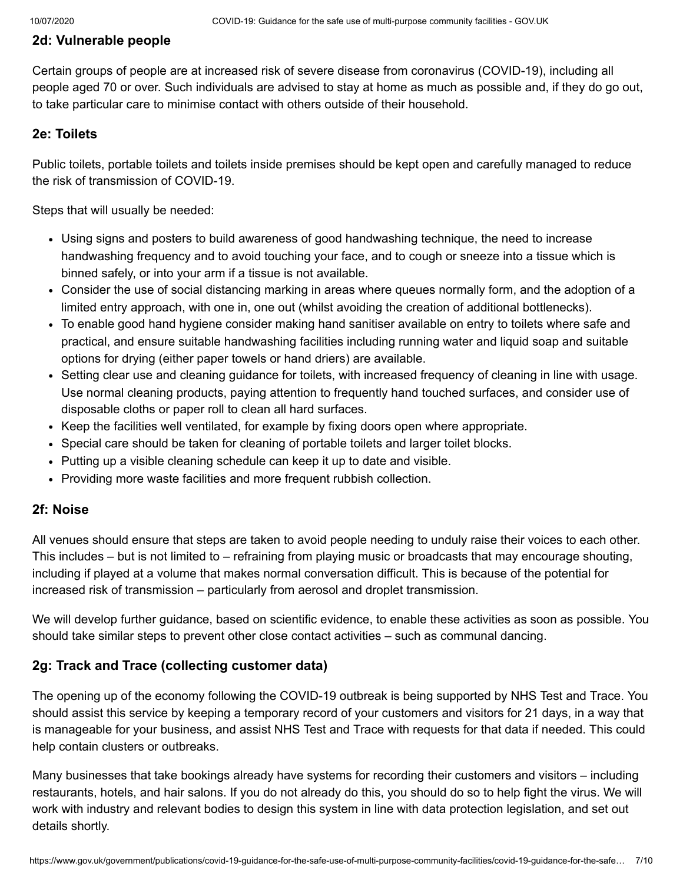### 2d: Vulnerable people

Certain groups of people are at increased risk of severe disease from coronavirus (COVID-19), including all people aged 70 or over. Such individuals are advised to stay at home as much as possible and, if they do go out, to take particular care to minimise contact with others outside of their household.

### 2e: Toilets

Public toilets, portable toilets and toilets inside premises should be kept open and carefully managed to reduce the risk of transmission of COVID-19.

Steps that will usually be needed:

- Using signs and posters to build awareness of good handwashing technique, the need to increase handwashing frequency and to avoid touching your face, and to cough or sneeze into a tissue which is binned safely, or into your arm if a tissue is not available.
- Consider the use of social distancing marking in areas where queues normally form, and the adoption of a limited entry approach, with one in, one out (whilst avoiding the creation of additional bottlenecks).
- To enable good hand hygiene consider making hand sanitiser available on entry to toilets where safe and practical, and ensure suitable handwashing facilities including running water and liquid soap and suitable options for drying (either paper towels or hand driers) are available.
- Setting clear use and cleaning guidance for toilets, with increased frequency of cleaning in line with usage. Use normal cleaning products, paying attention to frequently hand touched surfaces, and consider use of disposable cloths or paper roll to clean all hard surfaces.
- Keep the facilities well ventilated, for example by fixing doors open where appropriate.
- Special care should be taken for cleaning of portable toilets and larger toilet blocks.
- Putting up a visible cleaning schedule can keep it up to date and visible.
- Providing more waste facilities and more frequent rubbish collection.

### 2f: Noise

All venues should ensure that steps are taken to avoid people needing to unduly raise their voices to each other. This includes – but is not limited to – refraining from playing music or broadcasts that may encourage shouting, including if played at a volume that makes normal conversation difficult. This is because of the potential for increased risk of transmission – particularly from aerosol and droplet transmission.

We will develop further guidance, based on scientific evidence, to enable these activities as soon as possible. You should take similar steps to prevent other close contact activities – such as communal dancing.

### 2g: Track and Trace (collecting customer data)

The opening up of the economy following the COVID-19 outbreak is being supported by NHS Test and Trace. You should assist this service by keeping a temporary record of your customers and visitors for 21 days, in a way that is manageable for your business, and assist NHS Test and Trace with requests for that data if needed. This could help contain clusters or outbreaks.

Many businesses that take bookings already have systems for recording their customers and visitors – including restaurants, hotels, and hair salons. If you do not already do this, you should do so to help fight the virus. We will work with industry and relevant bodies to design this system in line with data protection legislation, and set out details shortly.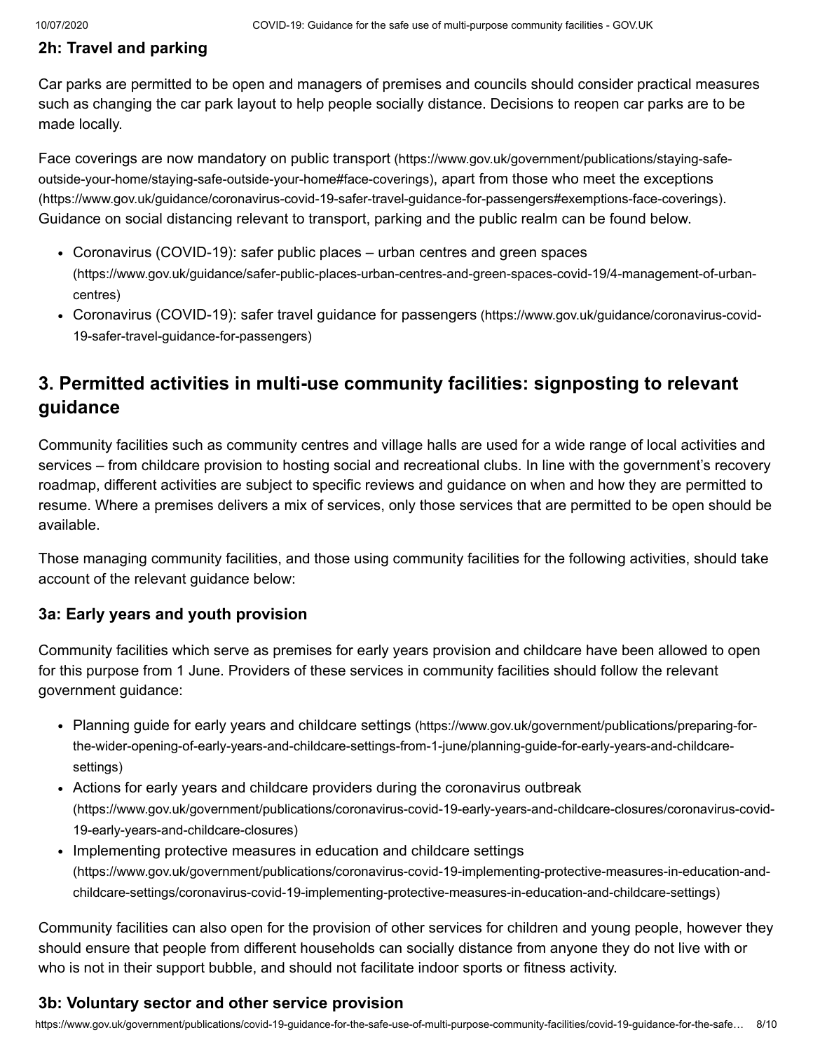### 2h: Travel and parking

Car parks are permitted to be open and managers of premises and councils should consider practical measures such as changing the car park layout to help people socially distance. Decisions to reopen car parks are to be made locally.

Face coverings are now mandatory on public transport (https://www.gov.uk/government/publications/staying-safe-outside-your-home/staying-safe-outside-your-home#face-coverings), apart from those who meet the exceptions (https://www.gov.uk/guidance/coronavirus-covid-19-safer-travel-guidance-for-passengers#exemptions-face-coverings). Guidance on social distancing relevant to transport, parking and the public realm can be found below.

- Coronavirus (COVID-19): safer public places – urban centres and green spaces (https://www.gov.uk/guidance/safer-public-places-urban-centres-and-green-spaces-covid-19/4-management-of-urban-centres)
- Coronavirus (COVID-19): safer travel guidance for passengers (https://www.gov.uk/guidance/coronavirus-covid-19-safer-travel-guidance-for-passengers)

## 3. Permitted activities in multi-use community facilities: signposting to relevant guidance

Community facilities such as community centres and village halls are used for a wide range of local activities and services – from childcare provision to hosting social and recreational clubs. In line with the government's recovery roadmap, different activities are subject to specific reviews and guidance on when and how they are permitted to resume. Where a premises delivers a mix of services, only those services that are permitted to be open should be available.

Those managing community facilities, and those using community facilities for the following activities, should take account of the relevant guidance below:

### 3a: Early years and youth provision

Community facilities which serve as premises for early years provision and childcare have been allowed to open for this purpose from 1 June. Providers of these services in community facilities should follow the relevant government guidance:

- Planning guide for early years and childcare settings (https://www.gov.uk/government/publications/preparing-for-the-wider-opening-of-early-years-and-childcare-settings-from-1-june/planning-guide-for-early-years-and-childcare-settings)
- Actions for early years and childcare providers during the coronavirus outbreak (https://www.gov.uk/government/publications/coronavirus-covid-19-early-years-and-childcare-closures/coronavirus-covid-19-early-years-and-childcare-closures)
- Implementing protective measures in education and childcare settings (https://www.gov.uk/government/publications/coronavirus-covid-19-implementing-protective-measures-in-education-and-childcare-settings/coronavirus-covid-19-implementing-protective-measures-in-education-and-childcare-settings)

Community facilities can also open for the provision of other services for children and young people, however they should ensure that people from different households can socially distance from anyone they do not live with or who is not in their support bubble, and should not facilitate indoor sports or fitness activity.

### 3b: Voluntary sector and other service provision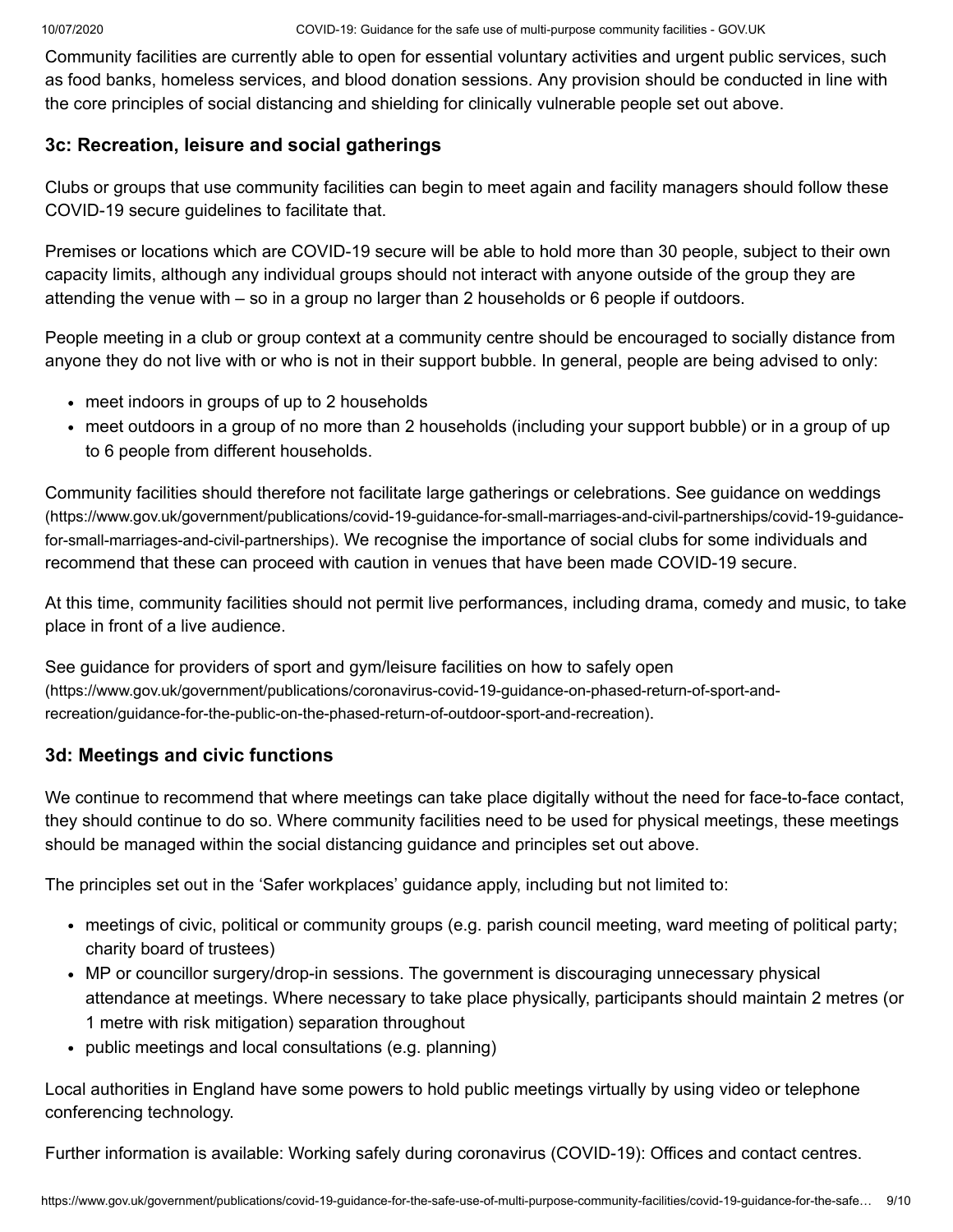Community facilities are currently able to open for essential voluntary activities and urgent public services, such as food banks, homeless services, and blood donation sessions. Any provision should be conducted in line with the core principles of social distancing and shielding for clinically vulnerable people set out above.

### 3c: Recreation, leisure and social gatherings

Clubs or groups that use community facilities can begin to meet again and facility managers should follow these COVID-19 secure guidelines to facilitate that.

Premises or locations which are COVID-19 secure will be able to hold more than 30 people, subject to their own capacity limits, although any individual groups should not interact with anyone outside of the group they are attending the venue with – so in a group no larger than 2 households or 6 people if outdoors.

People meeting in a club or group context at a community centre should be encouraged to socially distance from anyone they do not live with or who is not in their support bubble. In general, people are being advised to only:

- meet indoors in groups of up to 2 households
- meet outdoors in a group of no more than 2 households (including your support bubble) or in a group of up to 6 people from different households.

Community facilities should therefore not facilitate large gatherings or celebrations. See guidance on weddings (https://www.gov.uk/government/publications/covid-19-guidance-for-small-marriages-and-civil-partnerships/covid-19-guidance-for-small-marriages-and-civil-partnerships). We recognise the importance of social clubs for some individuals and recommend that these can proceed with caution in venues that have been made COVID-19 secure.

At this time, community facilities should not permit live performances, including drama, comedy and music, to take place in front of a live audience.

See guidance for providers of sport and gym/leisure facilities on how to safely open (https://www.gov.uk/government/publications/coronavirus-covid-19-guidance-on-phased-return-of-sport-and-recreation/guidance-for-the-public-on-the-phased-return-of-outdoor-sport-and-recreation).

### 3d: Meetings and civic functions

We continue to recommend that where meetings can take place digitally without the need for face-to-face contact, they should continue to do so. Where community facilities need to be used for physical meetings, these meetings should be managed within the social distancing guidance and principles set out above.

The principles set out in the 'Safer workplaces' guidance apply, including but not limited to:

- meetings of civic, political or community groups (e.g. parish council meeting, ward meeting of political party; charity board of trustees)
- MP or councillor surgery/drop-in sessions. The government is discouraging unnecessary physical attendance at meetings. Where necessary to take place physically, participants should maintain 2 metres (or 1 metre with risk mitigation) separation throughout
- public meetings and local consultations (e.g. planning)

Local authorities in England have some powers to hold public meetings virtually by using video or telephone conferencing technology.

Further information is available: Working safely during coronavirus (COVID-19): Offices and contact centres.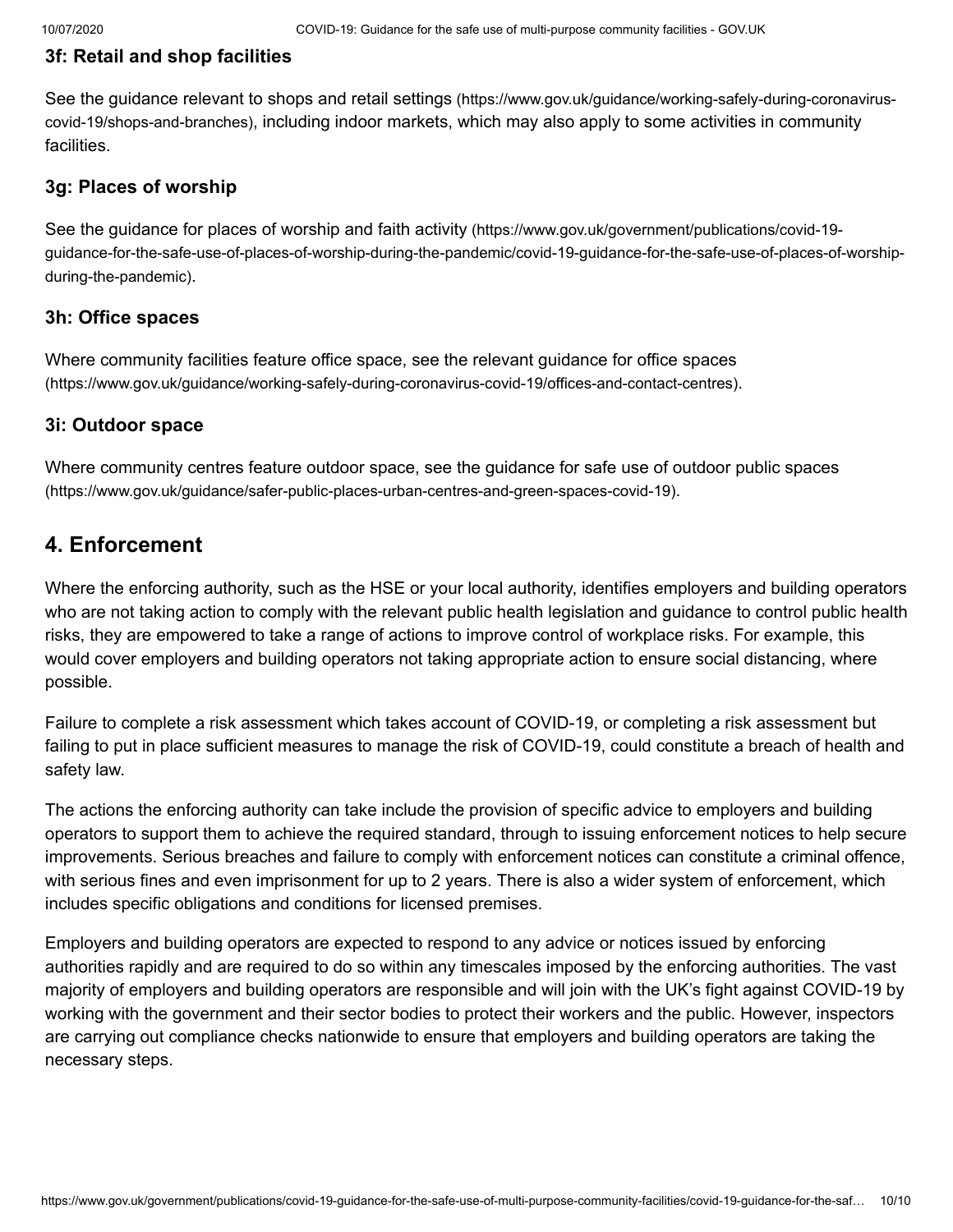### 3f: Retail and shop facilities

See the guidance relevant to shops and retail settings (https://www.gov.uk/guidance/working-safely-during-coronavirus-covid-19/shops-and-branches), including indoor markets, which may also apply to some activities in community facilities.

### 3g: Places of worship

See the guidance for places of worship and faith activity (https://www.gov.uk/government/publications/covid-19-guidance-for-the-safe-use-of-places-of-worship-during-the-pandemic/covid-19-guidance-for-the-safe-use-of-places-of-worship-during-the-pandemic).

### 3h: Office spaces

Where community facilities feature office space, see the relevant guidance for office spaces (https://www.gov.uk/guidance/working-safely-during-coronavirus-covid-19/offices-and-contact-centres).

### 3i: Outdoor space

Where community centres feature outdoor space, see the guidance for safe use of outdoor public spaces (https://www.gov.uk/guidance/safer-public-places-urban-centres-and-green-spaces-covid-19).

## 4. Enforcement

Where the enforcing authority, such as the HSE or your local authority, identifies employers and building operators who are not taking action to comply with the relevant public health legislation and guidance to control public health risks, they are empowered to take a range of actions to improve control of workplace risks. For example, this would cover employers and building operators not taking appropriate action to ensure social distancing, where possible.

Failure to complete a risk assessment which takes account of COVID-19, or completing a risk assessment but failing to put in place sufficient measures to manage the risk of COVID-19, could constitute a breach of health and safety law.

The actions the enforcing authority can take include the provision of specific advice to employers and building operators to support them to achieve the required standard, through to issuing enforcement notices to help secure improvements. Serious breaches and failure to comply with enforcement notices can constitute a criminal offence, with serious fines and even imprisonment for up to 2 years. There is also a wider system of enforcement, which includes specific obligations and conditions for licensed premises.

Employers and building operators are expected to respond to any advice or notices issued by enforcing authorities rapidly and are required to do so within any timescales imposed by the enforcing authorities. The vast majority of employers and building operators are responsible and will join with the UK's fight against COVID-19 by working with the government and their sector bodies to protect their workers and the public. However, inspectors are carrying out compliance checks nationwide to ensure that employers and building operators are taking the necessary steps.